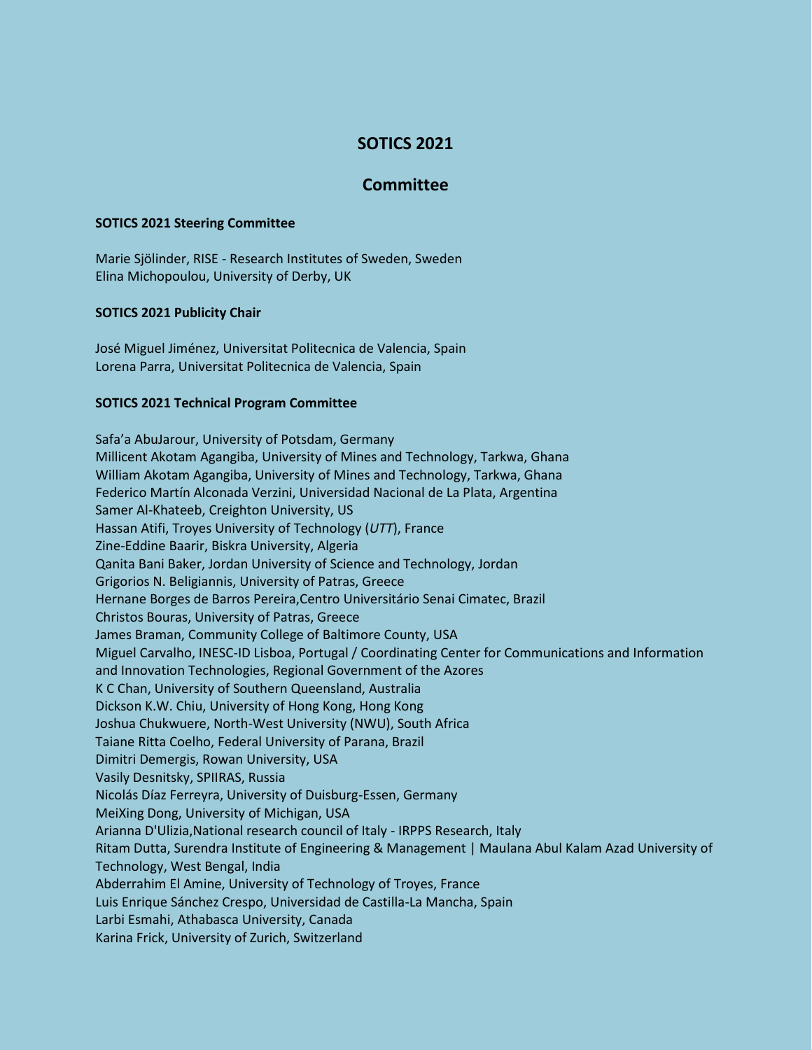# SOTICS 2021

## Committee

### SOTICS 2021 Steering Committee

Marie Sjölinder, RISE - Research Institutes of Sweden, Sweden
Elina Michopoulou, University of Derby, UK

### SOTICS 2021 Publicity Chair

José Miguel Jiménez, Universitat Politecnica de Valencia, Spain
Lorena Parra, Universitat Politecnica de Valencia, Spain

### SOTICS 2021 Technical Program Committee

Safa'a AbuJarour, University of Potsdam, Germany
Millicent Akotam Agangiba, University of Mines and Technology, Tarkwa, Ghana
William Akotam Agangiba, University of Mines and Technology, Tarkwa, Ghana
Federico Martín Alconada Verzini, Universidad Nacional de La Plata, Argentina
Samer Al-Khateeb, Creighton University, US
Hassan Atifi, Troyes University of Technology (*UTT*), France
Zine-Eddine Baarir, Biskra University, Algeria
Qanita Bani Baker, Jordan University of Science and Technology, Jordan
Grigorios N. Beligiannis, University of Patras, Greece
Hernane Borges de Barros Pereira,Centro Universitário Senai Cimatec, Brazil
Christos Bouras, University of Patras, Greece
James Braman, Community College of Baltimore County, USA
Miguel Carvalho, INESC-ID Lisboa, Portugal / Coordinating Center for Communications and Information and Innovation Technologies, Regional Government of the Azores
K C Chan, University of Southern Queensland, Australia
Dickson K.W. Chiu, University of Hong Kong, Hong Kong
Joshua Chukwuere, North-West University (NWU), South Africa
Taiane Ritta Coelho, Federal University of Parana, Brazil
Dimitri Demergis, Rowan University, USA
Vasily Desnitsky, SPIIRAS, Russia
Nicolás Díaz Ferreyra, University of Duisburg-Essen, Germany
MeiXing Dong, University of Michigan, USA
Arianna D'Ulizia,National research council of Italy - IRPPS Research, Italy
Ritam Dutta, Surendra Institute of Engineering & Management | Maulana Abul Kalam Azad University of Technology, West Bengal, India
Abderrahim El Amine, University of Technology of Troyes, France
Luis Enrique Sánchez Crespo, Universidad de Castilla-La Mancha, Spain
Larbi Esmahi, Athabasca University, Canada
Karina Frick, University of Zurich, Switzerland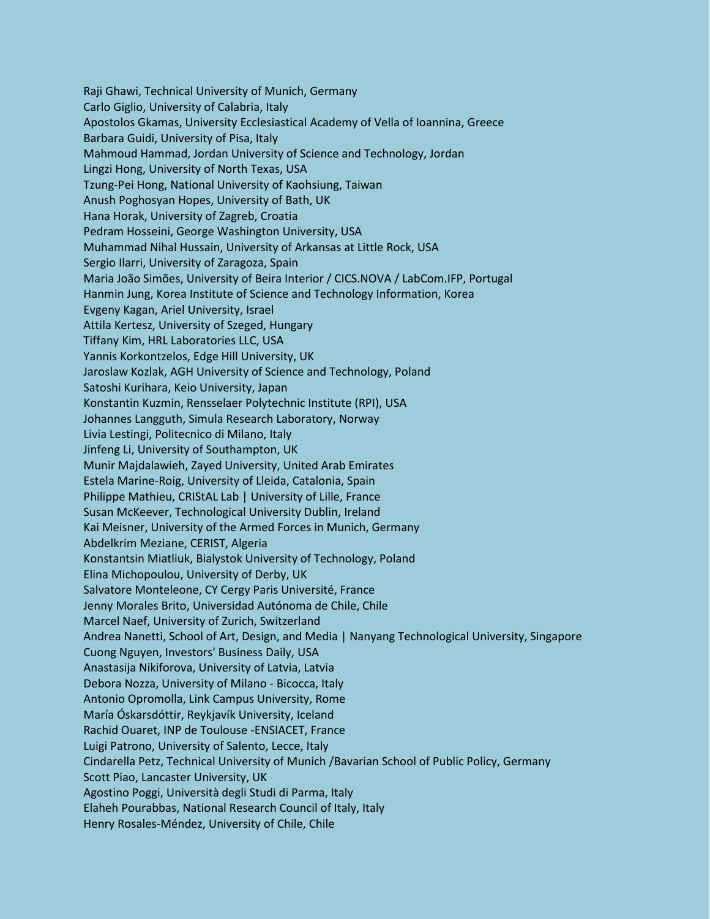Raji Ghawi, Technical University of Munich, Germany
Carlo Giglio, University of Calabria, Italy
Apostolos Gkamas, University Ecclesiastical Academy of Vella of Ioannina, Greece
Barbara Guidi, University of Pisa, Italy
Mahmoud Hammad, Jordan University of Science and Technology, Jordan
Lingzi Hong, University of North Texas, USA
Tzung-Pei Hong, National University of Kaohsiung, Taiwan
Anush Poghosyan Hopes, University of Bath, UK
Hana Horak, University of Zagreb, Croatia
Pedram Hosseini, George Washington University, USA
Muhammad Nihal Hussain, University of Arkansas at Little Rock, USA
Sergio Ilarri, University of Zaragoza, Spain
Maria João Simões, University of Beira Interior / CICS.NOVA / LabCom.IFP, Portugal
Hanmin Jung, Korea Institute of Science and Technology Information, Korea
Evgeny Kagan, Ariel University, Israel
Attila Kertesz, University of Szeged, Hungary
Tiffany Kim, HRL Laboratories LLC, USA
Yannis Korkontzelos, Edge Hill University, UK
Jaroslaw Kozlak, AGH University of Science and Technology, Poland
Satoshi Kurihara, Keio University, Japan
Konstantin Kuzmin, Rensselaer Polytechnic Institute (RPI), USA
Johannes Langguth, Simula Research Laboratory, Norway
Livia Lestingi, Politecnico di Milano, Italy
Jinfeng Li, University of Southampton, UK
Munir Majdalawieh, Zayed University, United Arab Emirates
Estela Marine-Roig, University of Lleida, Catalonia, Spain
Philippe Mathieu, CRIStAL Lab | University of Lille, France
Susan McKeever, Technological University Dublin, Ireland
Kai Meisner, University of the Armed Forces in Munich, Germany
Abdelkrim Meziane, CERIST, Algeria
Konstantsin Miatliuk, Bialystok University of Technology, Poland
Elina Michopoulou, University of Derby, UK
Salvatore Monteleone, CY Cergy Paris Université, France
Jenny Morales Brito, Universidad Autónoma de Chile, Chile
Marcel Naef, University of Zurich, Switzerland
Andrea Nanetti, School of Art, Design, and Media | Nanyang Technological University, Singapore
Cuong Nguyen, Investors' Business Daily, USA
Anastasija Nikiforova, University of Latvia, Latvia
Debora Nozza, University of Milano - Bicocca, Italy
Antonio Opromolla, Link Campus University, Rome
María Óskarsdóttir, Reykjavík University, Iceland
Rachid Ouaret, INP de Toulouse -ENSIACET, France
Luigi Patrono, University of Salento, Lecce, Italy
Cindarella Petz, Technical University of Munich /Bavarian School of Public Policy, Germany
Scott Piao, Lancaster University, UK
Agostino Poggi, Università degli Studi di Parma, Italy
Elaheh Pourabbas, National Research Council of Italy, Italy
Henry Rosales-Méndez, University of Chile, Chile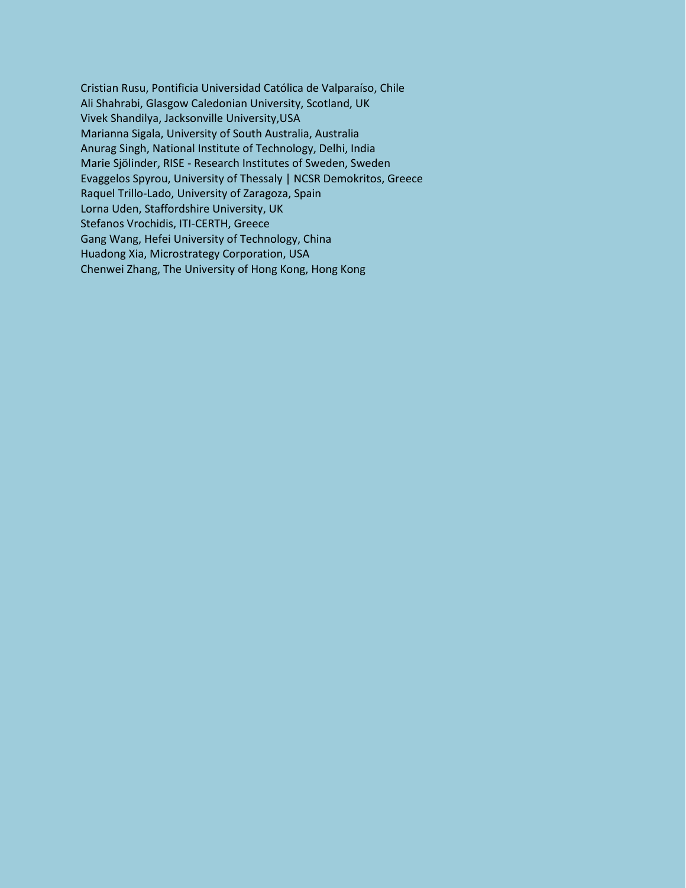Cristian Rusu, Pontificia Universidad Católica de Valparaíso, Chile
Ali Shahrabi, Glasgow Caledonian University, Scotland, UK
Vivek Shandilya, Jacksonville University,USA
Marianna Sigala, University of South Australia, Australia
Anurag Singh, National Institute of Technology, Delhi, India
Marie Sjölinder, RISE - Research Institutes of Sweden, Sweden
Evaggelos Spyrou, University of Thessaly | NCSR Demokritos, Greece
Raquel Trillo-Lado, University of Zaragoza, Spain
Lorna Uden, Staffordshire University, UK
Stefanos Vrochidis, ITI-CERTH, Greece
Gang Wang, Hefei University of Technology, China
Huadong Xia, Microstrategy Corporation, USA
Chenwei Zhang, The University of Hong Kong, Hong Kong